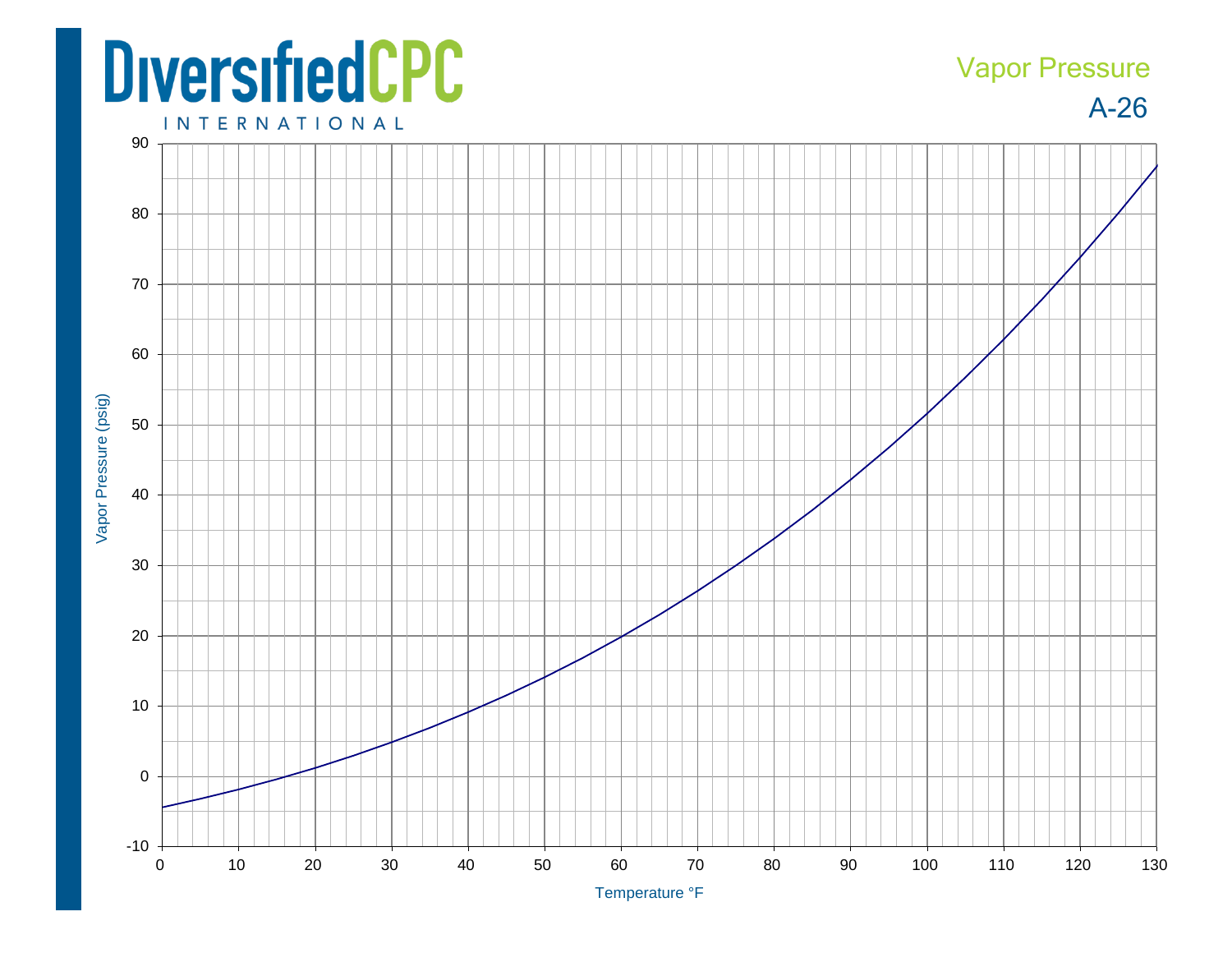DiversifiedCPC

INTERNATIONAL

Vapor Pressure

A-26

Vapor Pressure (psig)

90

80

70

60

50

40

30

20

10

0

-10

0 10 20 30 40 50 60 70 80 90 100 110 120 130

Temperature °F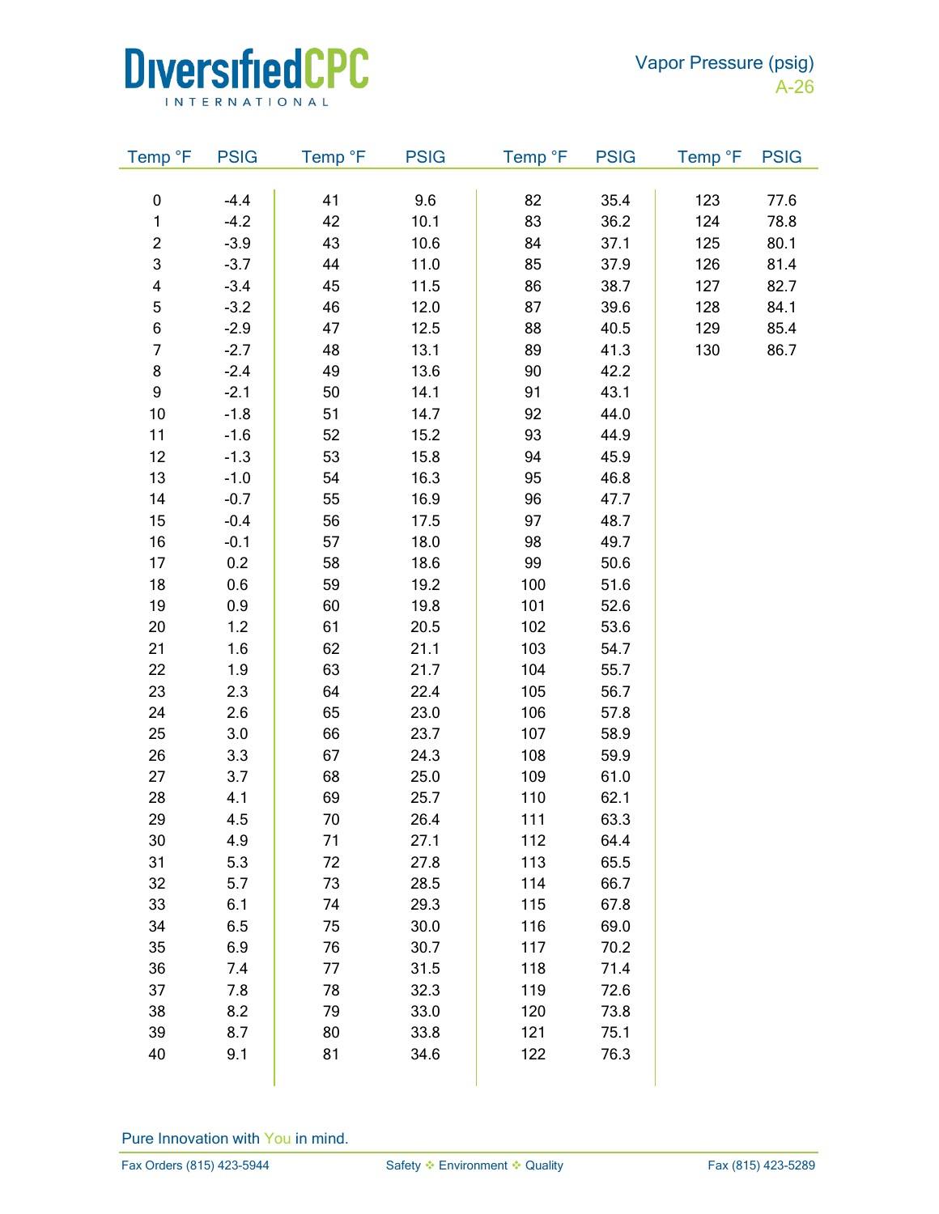# Vapor Pressure (psig)

A-26

| Temp °F | PSIG | Temp °F | PSIG | Temp °F | PSIG | Temp °F | PSIG |
|---|---|---|---|---|---|---|---|
| 0 | -4.4 | 41 | 9.6 | 82 | 35.4 | 123 | 77.6 |
| 1 | -4.2 | 42 | 10.1 | 83 | 36.2 | 124 | 78.8 |
| 2 | -3.9 | 43 | 10.6 | 84 | 37.1 | 125 | 80.1 |
| 3 | -3.7 | 44 | 11.0 | 85 | 37.9 | 126 | 81.4 |
| 4 | -3.4 | 45 | 11.5 | 86 | 38.7 | 127 | 82.7 |
| 5 | -3.2 | 46 | 12.0 | 87 | 39.6 | 128 | 84.1 |
| 6 | -2.9 | 47 | 12.5 | 88 | 40.5 | 129 | 85.4 |
| 7 | -2.7 | 48 | 13.1 | 89 | 41.3 | 130 | 86.7 |
| 8 | -2.4 | 49 | 13.6 | 90 | 42.2 | | |
| 9 | -2.1 | 50 | 14.1 | 91 | 43.1 | | |
| 10 | -1.8 | 51 | 14.7 | 92 | 44.0 | | |
| 11 | -1.6 | 52 | 15.2 | 93 | 44.9 | | |
| 12 | -1.3 | 53 | 15.8 | 94 | 45.9 | | |
| 13 | -1.0 | 54 | 16.3 | 95 | 46.8 | | |
| 14 | -0.7 | 55 | 16.9 | 96 | 47.7 | | |
| 15 | -0.4 | 56 | 17.5 | 97 | 48.7 | | |
| 16 | -0.1 | 57 | 18.0 | 98 | 49.7 | | |
| 17 | 0.2 | 58 | 18.6 | 99 | 50.6 | | |
| 18 | 0.6 | 59 | 19.2 | 100 | 51.6 | | |
| 19 | 0.9 | 60 | 19.8 | 101 | 52.6 | | |
| 20 | 1.2 | 61 | 20.5 | 102 | 53.6 | | |
| 21 | 1.6 | 62 | 21.1 | 103 | 54.7 | | |
| 22 | 1.9 | 63 | 21.7 | 104 | 55.7 | | |
| 23 | 2.3 | 64 | 22.4 | 105 | 56.7 | | |
| 24 | 2.6 | 65 | 23.0 | 106 | 57.8 | | |
| 25 | 3.0 | 66 | 23.7 | 107 | 58.9 | | |
| 26 | 3.3 | 67 | 24.3 | 108 | 59.9 | | |
| 27 | 3.7 | 68 | 25.0 | 109 | 61.0 | | |
| 28 | 4.1 | 69 | 25.7 | 110 | 62.1 | | |
| 29 | 4.5 | 70 | 26.4 | 111 | 63.3 | | |
| 30 | 4.9 | 71 | 27.1 | 112 | 64.4 | | |
| 31 | 5.3 | 72 | 27.8 | 113 | 65.5 | | |
| 32 | 5.7 | 73 | 28.5 | 114 | 66.7 | | |
| 33 | 6.1 | 74 | 29.3 | 115 | 67.8 | | |
| 34 | 6.5 | 75 | 30.0 | 116 | 69.0 | | |
| 35 | 6.9 | 76 | 30.7 | 117 | 70.2 | | |
| 36 | 7.4 | 77 | 31.5 | 118 | 71.4 | | |
| 37 | 7.8 | 78 | 32.3 | 119 | 72.6 | | |
| 38 | 8.2 | 79 | 33.0 | 120 | 73.8 | | |
| 39 | 8.7 | 80 | 33.8 | 121 | 75.1 | | |
| 40 | 9.1 | 81 | 34.6 | 122 | 76.3 | | |

Pure Innovation with You in mind.

Fax Orders (815) 423-5944 Safety ❖ Environment ❖ Quality Fax (815) 423-5289